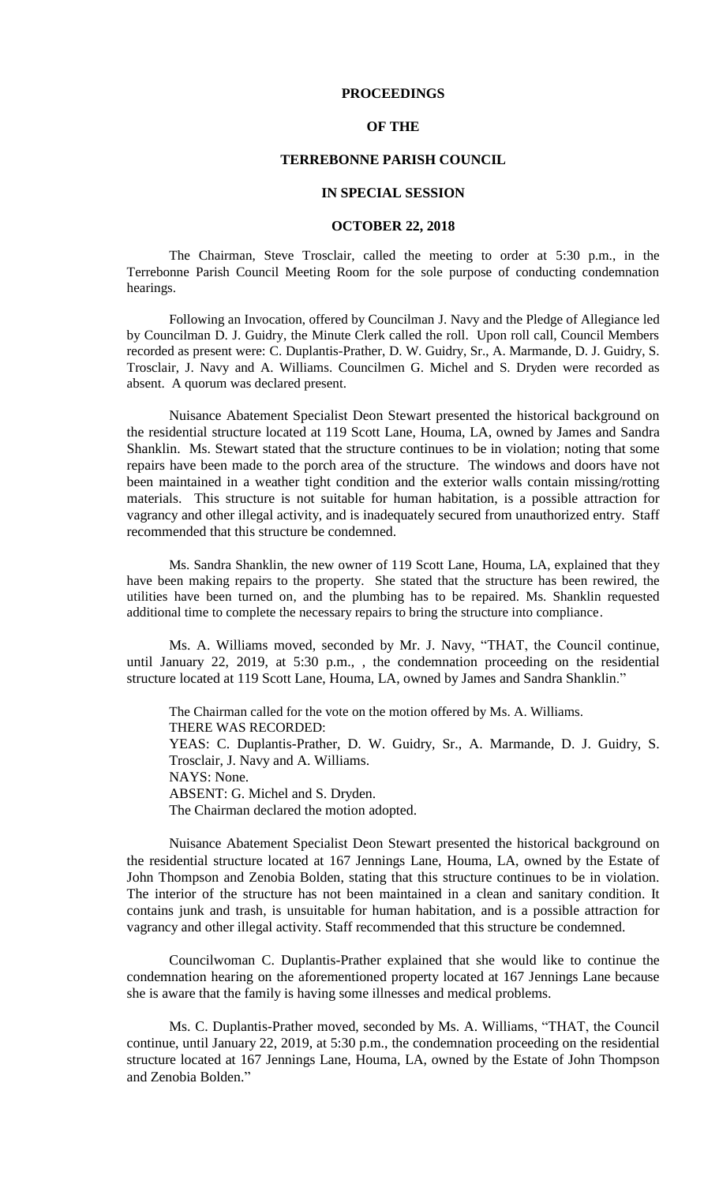# PROCEEDINGS

# OF THE

# TERREBONNE PARISH COUNCIL

# IN SPECIAL SESSION

# OCTOBER 22, 2018

The Chairman, Steve Trosclair, called the meeting to order at 5:30 p.m., in the Terrebonne Parish Council Meeting Room for the sole purpose of conducting condemnation hearings.

Following an Invocation, offered by Councilman J. Navy and the Pledge of Allegiance led by Councilman D. J. Guidry, the Minute Clerk called the roll. Upon roll call, Council Members recorded as present were: C. Duplantis-Prather, D. W. Guidry, Sr., A. Marmande, D. J. Guidry, S. Trosclair, J. Navy and A. Williams. Councilmen G. Michel and S. Dryden were recorded as absent. A quorum was declared present.

Nuisance Abatement Specialist Deon Stewart presented the historical background on the residential structure located at 119 Scott Lane, Houma, LA, owned by James and Sandra Shanklin. Ms. Stewart stated that the structure continues to be in violation; noting that some repairs have been made to the porch area of the structure. The windows and doors have not been maintained in a weather tight condition and the exterior walls contain missing/rotting materials. This structure is not suitable for human habitation, is a possible attraction for vagrancy and other illegal activity, and is inadequately secured from unauthorized entry. Staff recommended that this structure be condemned.

Ms. Sandra Shanklin, the new owner of 119 Scott Lane, Houma, LA, explained that they have been making repairs to the property. She stated that the structure has been rewired, the utilities have been turned on, and the plumbing has to be repaired. Ms. Shanklin requested additional time to complete the necessary repairs to bring the structure into compliance.

Ms. A. Williams moved, seconded by Mr. J. Navy, "THAT, the Council continue, until January 22, 2019, at 5:30 p.m., , the condemnation proceeding on the residential structure located at 119 Scott Lane, Houma, LA, owned by James and Sandra Shanklin."

The Chairman called for the vote on the motion offered by Ms. A. Williams.
THERE WAS RECORDED:
YEAS: C. Duplantis-Prather, D. W. Guidry, Sr., A. Marmande, D. J. Guidry, S. Trosclair, J. Navy and A. Williams.
NAYS: None.
ABSENT: G. Michel and S. Dryden.
The Chairman declared the motion adopted.

Nuisance Abatement Specialist Deon Stewart presented the historical background on the residential structure located at 167 Jennings Lane, Houma, LA, owned by the Estate of John Thompson and Zenobia Bolden, stating that this structure continues to be in violation. The interior of the structure has not been maintained in a clean and sanitary condition. It contains junk and trash, is unsuitable for human habitation, and is a possible attraction for vagrancy and other illegal activity. Staff recommended that this structure be condemned.

Councilwoman C. Duplantis-Prather explained that she would like to continue the condemnation hearing on the aforementioned property located at 167 Jennings Lane because she is aware that the family is having some illnesses and medical problems.

Ms. C. Duplantis-Prather moved, seconded by Ms. A. Williams, "THAT, the Council continue, until January 22, 2019, at 5:30 p.m., the condemnation proceeding on the residential structure located at 167 Jennings Lane, Houma, LA, owned by the Estate of John Thompson and Zenobia Bolden."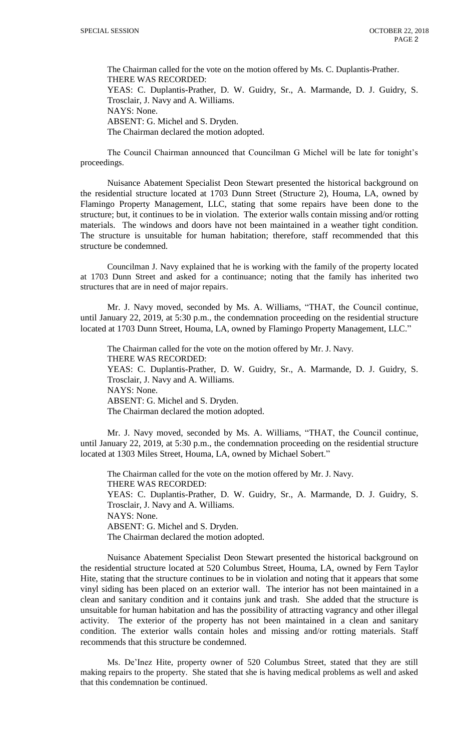The Chairman called for the vote on the motion offered by Ms. C. Duplantis-Prather.
THERE WAS RECORDED:
YEAS: C. Duplantis-Prather, D. W. Guidry, Sr., A. Marmande, D. J. Guidry, S. Trosclair, J. Navy and A. Williams.
NAYS: None.
ABSENT: G. Michel and S. Dryden.
The Chairman declared the motion adopted.

The Council Chairman announced that Councilman G Michel will be late for tonight's proceedings.

Nuisance Abatement Specialist Deon Stewart presented the historical background on the residential structure located at 1703 Dunn Street (Structure 2), Houma, LA, owned by Flamingo Property Management, LLC, stating that some repairs have been done to the structure; but, it continues to be in violation. The exterior walls contain missing and/or rotting materials. The windows and doors have not been maintained in a weather tight condition. The structure is unsuitable for human habitation; therefore, staff recommended that this structure be condemned.

Councilman J. Navy explained that he is working with the family of the property located at 1703 Dunn Street and asked for a continuance; noting that the family has inherited two structures that are in need of major repairs.

Mr. J. Navy moved, seconded by Ms. A. Williams, "THAT, the Council continue, until January 22, 2019, at 5:30 p.m., the condemnation proceeding on the residential structure located at 1703 Dunn Street, Houma, LA, owned by Flamingo Property Management, LLC."

The Chairman called for the vote on the motion offered by Mr. J. Navy.
THERE WAS RECORDED:
YEAS: C. Duplantis-Prather, D. W. Guidry, Sr., A. Marmande, D. J. Guidry, S. Trosclair, J. Navy and A. Williams.
NAYS: None.
ABSENT: G. Michel and S. Dryden.
The Chairman declared the motion adopted.

Mr. J. Navy moved, seconded by Ms. A. Williams, "THAT, the Council continue, until January 22, 2019, at 5:30 p.m., the condemnation proceeding on the residential structure located at 1303 Miles Street, Houma, LA, owned by Michael Sobert."

The Chairman called for the vote on the motion offered by Mr. J. Navy.
THERE WAS RECORDED:
YEAS: C. Duplantis-Prather, D. W. Guidry, Sr., A. Marmande, D. J. Guidry, S. Trosclair, J. Navy and A. Williams.
NAYS: None.
ABSENT: G. Michel and S. Dryden.
The Chairman declared the motion adopted.

Nuisance Abatement Specialist Deon Stewart presented the historical background on the residential structure located at 520 Columbus Street, Houma, LA, owned by Fern Taylor Hite, stating that the structure continues to be in violation and noting that it appears that some vinyl siding has been placed on an exterior wall. The interior has not been maintained in a clean and sanitary condition and it contains junk and trash. She added that the structure is unsuitable for human habitation and has the possibility of attracting vagrancy and other illegal activity. The exterior of the property has not been maintained in a clean and sanitary condition. The exterior walls contain holes and missing and/or rotting materials. Staff recommends that this structure be condemned.

Ms. De'Inez Hite, property owner of 520 Columbus Street, stated that they are still making repairs to the property. She stated that she is having medical problems as well and asked that this condemnation be continued.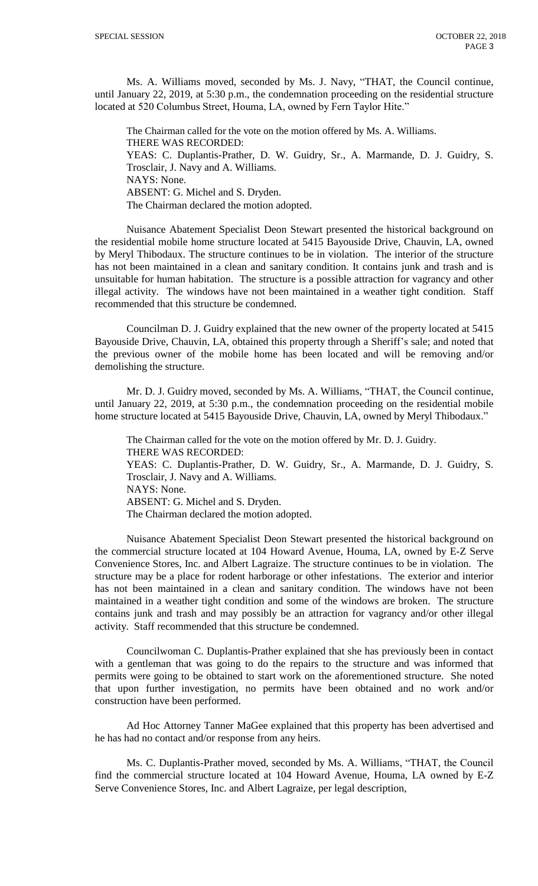Ms. A. Williams moved, seconded by Ms. J. Navy, "THAT, the Council continue, until January 22, 2019, at 5:30 p.m., the condemnation proceeding on the residential structure located at 520 Columbus Street, Houma, LA, owned by Fern Taylor Hite."

The Chairman called for the vote on the motion offered by Ms. A. Williams.
THERE WAS RECORDED:
YEAS: C. Duplantis-Prather, D. W. Guidry, Sr., A. Marmande, D. J. Guidry, S. Trosclair, J. Navy and A. Williams.
NAYS: None.
ABSENT: G. Michel and S. Dryden.
The Chairman declared the motion adopted.

Nuisance Abatement Specialist Deon Stewart presented the historical background on the residential mobile home structure located at 5415 Bayouside Drive, Chauvin, LA, owned by Meryl Thibodaux. The structure continues to be in violation. The interior of the structure has not been maintained in a clean and sanitary condition. It contains junk and trash and is unsuitable for human habitation. The structure is a possible attraction for vagrancy and other illegal activity. The windows have not been maintained in a weather tight condition. Staff recommended that this structure be condemned.

Councilman D. J. Guidry explained that the new owner of the property located at 5415 Bayouside Drive, Chauvin, LA, obtained this property through a Sheriff's sale; and noted that the previous owner of the mobile home has been located and will be removing and/or demolishing the structure.

Mr. D. J. Guidry moved, seconded by Ms. A. Williams, "THAT, the Council continue, until January 22, 2019, at 5:30 p.m., the condemnation proceeding on the residential mobile home structure located at 5415 Bayouside Drive, Chauvin, LA, owned by Meryl Thibodaux."

The Chairman called for the vote on the motion offered by Mr. D. J. Guidry.
THERE WAS RECORDED:
YEAS: C. Duplantis-Prather, D. W. Guidry, Sr., A. Marmande, D. J. Guidry, S. Trosclair, J. Navy and A. Williams.
NAYS: None.
ABSENT: G. Michel and S. Dryden.
The Chairman declared the motion adopted.

Nuisance Abatement Specialist Deon Stewart presented the historical background on the commercial structure located at 104 Howard Avenue, Houma, LA, owned by E-Z Serve Convenience Stores, Inc. and Albert Lagraize. The structure continues to be in violation. The structure may be a place for rodent harborage or other infestations. The exterior and interior has not been maintained in a clean and sanitary condition. The windows have not been maintained in a weather tight condition and some of the windows are broken. The structure contains junk and trash and may possibly be an attraction for vagrancy and/or other illegal activity. Staff recommended that this structure be condemned.

Councilwoman C. Duplantis-Prather explained that she has previously been in contact with a gentleman that was going to do the repairs to the structure and was informed that permits were going to be obtained to start work on the aforementioned structure. She noted that upon further investigation, no permits have been obtained and no work and/or construction have been performed.

Ad Hoc Attorney Tanner MaGee explained that this property has been advertised and he has had no contact and/or response from any heirs.

Ms. C. Duplantis-Prather moved, seconded by Ms. A. Williams, "THAT, the Council find the commercial structure located at 104 Howard Avenue, Houma, LA owned by E-Z Serve Convenience Stores, Inc. and Albert Lagraize, per legal description,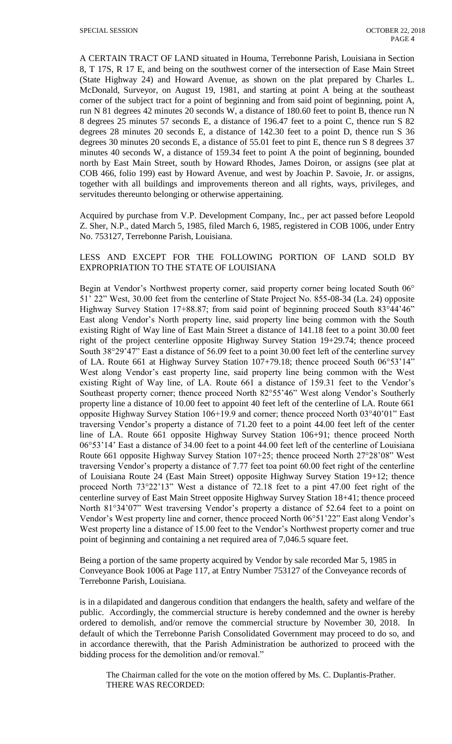A CERTAIN TRACT OF LAND situated in Houma, Terrebonne Parish, Louisiana in Section 8, T 17S, R 17 E, and being on the southwest corner of the intersection of Ease Main Street (State Highway 24) and Howard Avenue, as shown on the plat prepared by Charles L. McDonald, Surveyor, on August 19, 1981, and starting at point A being at the southeast corner of the subject tract for a point of beginning and from said point of beginning, point A, run N 81 degrees 42 minutes 20 seconds W, a distance of 180.60 feet to point B, thence run N 8 degrees 25 minutes 57 seconds E, a distance of 196.47 feet to a point C, thence run S 82 degrees 28 minutes 20 seconds E, a distance of 142.30 feet to a point D, thence run S 36 degrees 30 minutes 20 seconds E, a distance of 55.01 feet to pint E, thence run S 8 degrees 37 minutes 40 seconds W, a distance of 159.34 feet to point A the point of beginning, bounded north by East Main Street, south by Howard Rhodes, James Doiron, or assigns (see plat at COB 466, folio 199) east by Howard Avenue, and west by Joachin P. Savoie, Jr. or assigns, together with all buildings and improvements thereon and all rights, ways, privileges, and servitudes thereunto belonging or otherwise appertaining.

Acquired by purchase from V.P. Development Company, Inc., per act passed before Leopold Z. Sher, N.P., dated March 5, 1985, filed March 6, 1985, registered in COB 1006, under Entry No. 753127, Terrebonne Parish, Louisiana.

LESS AND EXCEPT FOR THE FOLLOWING PORTION OF LAND SOLD BY EXPROPRIATION TO THE STATE OF LOUISIANA

Begin at Vendor's Northwest property corner, said property corner being located South 06° 51' 22" West, 30.00 feet from the centerline of State Project No. 855-08-34 (La. 24) opposite Highway Survey Station 17+88.87; from said point of beginning proceed South 83°44'46" East along Vendor's North property line, said property line being common with the South existing Right of Way line of East Main Street a distance of 141.18 feet to a point 30.00 feet right of the project centerline opposite Highway Survey Station 19+29.74; thence proceed South 38°29'47" East a distance of 56.09 feet to a point 30.00 feet left of the centerline survey of LA. Route 661 at Highway Survey Station 107+79.18; thence proceed South 06°53'14" West along Vendor's east property line, said property line being common with the West existing Right of Way line, of LA. Route 661 a distance of 159.31 feet to the Vendor's Southeast property corner; thence proceed North 82°55'46" West along Vendor's Southerly property line a distance of 10.00 feet to appoint 40 feet left of the centerline of LA. Route 661 opposite Highway Survey Station 106+19.9 and corner; thence proceed North 03°40'01" East traversing Vendor's property a distance of 71.20 feet to a point 44.00 feet left of the center line of LA. Route 661 opposite Highway Survey Station 106+91; thence proceed North 06°53'14' East a distance of 34.00 feet to a point 44.00 feet left of the centerline of Louisiana Route 661 opposite Highway Survey Station 107+25; thence proceed North 27°28'08" West traversing Vendor's property a distance of 7.77 feet toa point 60.00 feet right of the centerline of Louisiana Route 24 (East Main Street) opposite Highway Survey Station 19+12; thence proceed North 73°22'13" West a distance of 72.18 feet to a pint 47.00 feet right of the centerline survey of East Main Street opposite Highway Survey Station 18+41; thence proceed North 81°34'07" West traversing Vendor's property a distance of 52.64 feet to a point on Vendor's West property line and corner, thence proceed North 06°51'22" East along Vendor's West property line a distance of 15.00 feet to the Vendor's Northwest property corner and true point of beginning and containing a net required area of 7,046.5 square feet.

Being a portion of the same property acquired by Vendor by sale recorded Mar 5, 1985 in Conveyance Book 1006 at Page 117, at Entry Number 753127 of the Conveyance records of Terrebonne Parish, Louisiana.

is in a dilapidated and dangerous condition that endangers the health, safety and welfare of the public. Accordingly, the commercial structure is hereby condemned and the owner is hereby ordered to demolish, and/or remove the commercial structure by November 30, 2018. In default of which the Terrebonne Parish Consolidated Government may proceed to do so, and in accordance therewith, that the Parish Administration be authorized to proceed with the bidding process for the demolition and/or removal."

The Chairman called for the vote on the motion offered by Ms. C. Duplantis-Prather. THERE WAS RECORDED: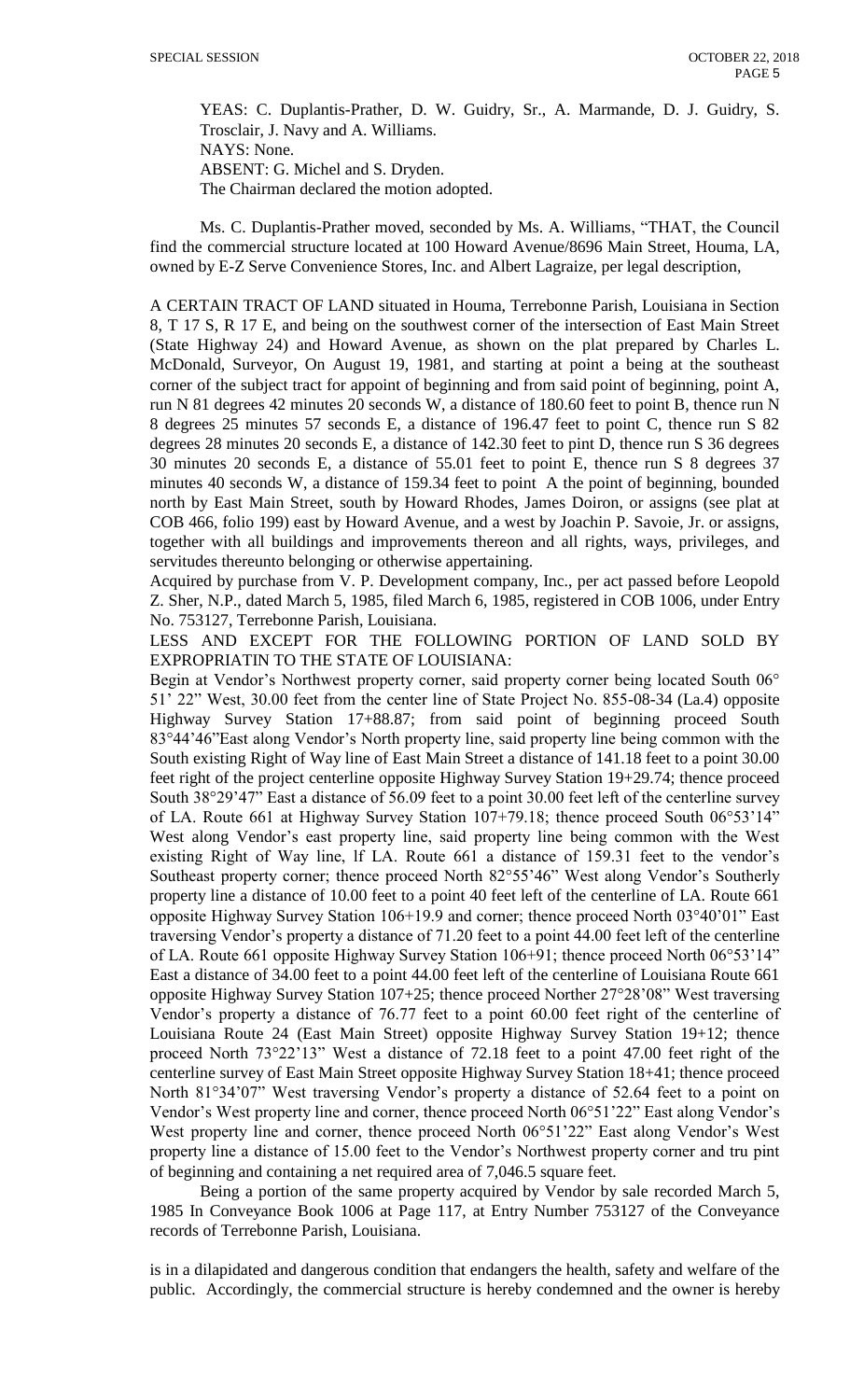YEAS: C. Duplantis-Prather, D. W. Guidry, Sr., A. Marmande, D. J. Guidry, S. Trosclair, J. Navy and A. Williams.
NAYS: None.
ABSENT: G. Michel and S. Dryden.
The Chairman declared the motion adopted.

Ms. C. Duplantis-Prather moved, seconded by Ms. A. Williams, "THAT, the Council find the commercial structure located at 100 Howard Avenue/8696 Main Street, Houma, LA, owned by E-Z Serve Convenience Stores, Inc. and Albert Lagraize, per legal description,

A CERTAIN TRACT OF LAND situated in Houma, Terrebonne Parish, Louisiana in Section 8, T 17 S, R 17 E, and being on the southwest corner of the intersection of East Main Street (State Highway 24) and Howard Avenue, as shown on the plat prepared by Charles L. McDonald, Surveyor, On August 19, 1981, and starting at point a being at the southeast corner of the subject tract for appoint of beginning and from said point of beginning, point A, run N 81 degrees 42 minutes 20 seconds W, a distance of 180.60 feet to point B, thence run N 8 degrees 25 minutes 57 seconds E, a distance of 196.47 feet to point C, thence run S 82 degrees 28 minutes 20 seconds E, a distance of 142.30 feet to pint D, thence run S 36 degrees 30 minutes 20 seconds E, a distance of 55.01 feet to point E, thence run S 8 degrees 37 minutes 40 seconds W, a distance of 159.34 feet to point A the point of beginning, bounded north by East Main Street, south by Howard Rhodes, James Doiron, or assigns (see plat at COB 466, folio 199) east by Howard Avenue, and a west by Joachin P. Savoie, Jr. or assigns, together with all buildings and improvements thereon and all rights, ways, privileges, and servitudes thereunto belonging or otherwise appertaining.
Acquired by purchase from V. P. Development company, Inc., per act passed before Leopold Z. Sher, N.P., dated March 5, 1985, filed March 6, 1985, registered in COB 1006, under Entry No. 753127, Terrebonne Parish, Louisiana.
LESS AND EXCEPT FOR THE FOLLOWING PORTION OF LAND SOLD BY EXPROPRIATIN TO THE STATE OF LOUISIANA:
Begin at Vendor's Northwest property corner, said property corner being located South 06° 51' 22" West, 30.00 feet from the center line of State Project No. 855-08-34 (La.4) opposite Highway Survey Station 17+88.87; from said point of beginning proceed South 83°44'46"East along Vendor's North property line, said property line being common with the South existing Right of Way line of East Main Street a distance of 141.18 feet to a point 30.00 feet right of the project centerline opposite Highway Survey Station 19+29.74; thence proceed South 38°29'47" East a distance of 56.09 feet to a point 30.00 feet left of the centerline survey of LA. Route 661 at Highway Survey Station 107+79.18; thence proceed South 06°53'14" West along Vendor's east property line, said property line being common with the West existing Right of Way line, lf LA. Route 661 a distance of 159.31 feet to the vendor's Southeast property corner; thence proceed North 82°55'46" West along Vendor's Southerly property line a distance of 10.00 feet to a point 40 feet left of the centerline of LA. Route 661 opposite Highway Survey Station 106+19.9 and corner; thence proceed North 03°40'01" East traversing Vendor's property a distance of 71.20 feet to a point 44.00 feet left of the centerline of LA. Route 661 opposite Highway Survey Station 106+91; thence proceed North 06°53'14" East a distance of 34.00 feet to a point 44.00 feet left of the centerline of Louisiana Route 661 opposite Highway Survey Station 107+25; thence proceed Norther 27°28'08" West traversing Vendor's property a distance of 76.77 feet to a point 60.00 feet right of the centerline of Louisiana Route 24 (East Main Street) opposite Highway Survey Station 19+12; thence proceed North 73°22'13" West a distance of 72.18 feet to a point 47.00 feet right of the centerline survey of East Main Street opposite Highway Survey Station 18+41; thence proceed North 81°34'07" West traversing Vendor's property a distance of 52.64 feet to a point on Vendor's West property line and corner, thence proceed North 06°51'22" East along Vendor's West property line and corner, thence proceed North 06°51'22" East along Vendor's West property line a distance of 15.00 feet to the Vendor's Northwest property corner and tru pint of beginning and containing a net required area of 7,046.5 square feet.

Being a portion of the same property acquired by Vendor by sale recorded March 5, 1985 In Conveyance Book 1006 at Page 117, at Entry Number 753127 of the Conveyance records of Terrebonne Parish, Louisiana.

is in a dilapidated and dangerous condition that endangers the health, safety and welfare of the public. Accordingly, the commercial structure is hereby condemned and the owner is hereby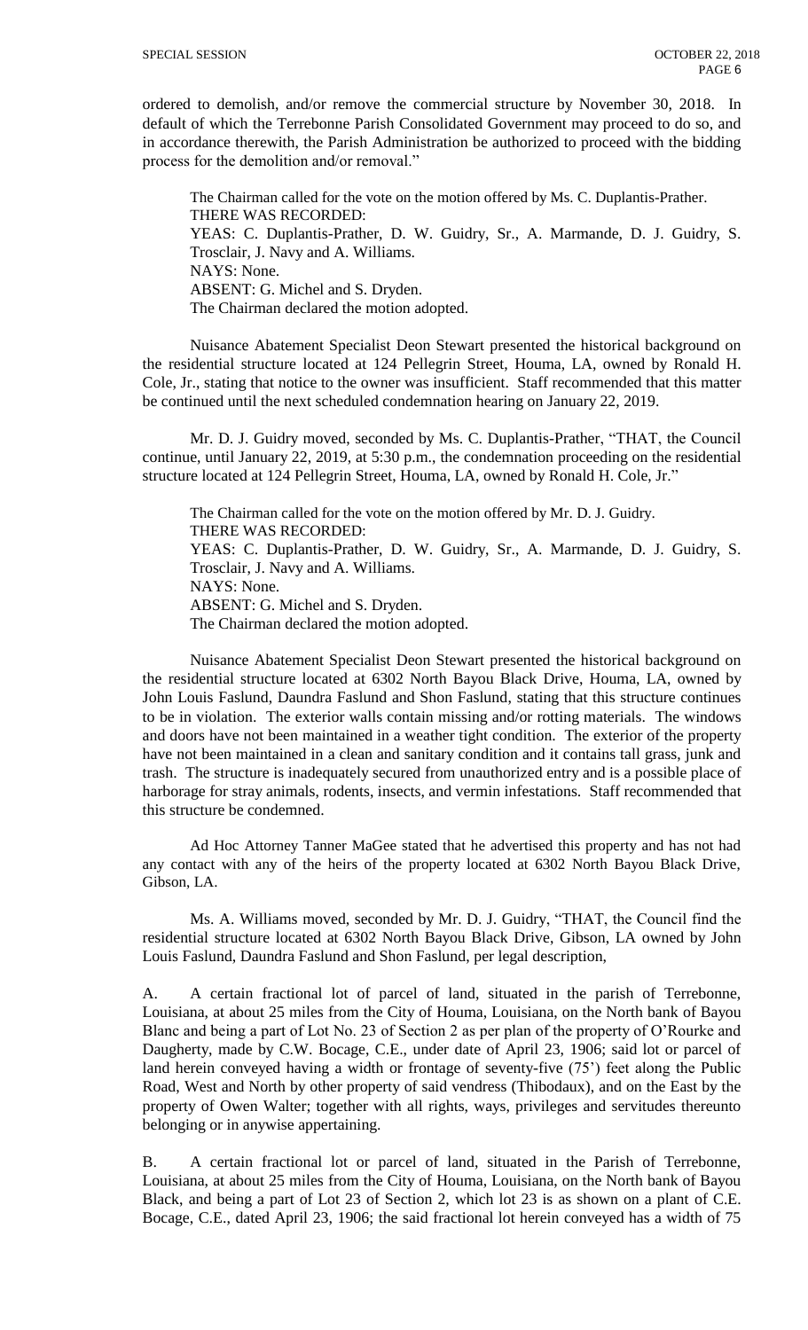ordered to demolish, and/or remove the commercial structure by November 30, 2018. In default of which the Terrebonne Parish Consolidated Government may proceed to do so, and in accordance therewith, the Parish Administration be authorized to proceed with the bidding process for the demolition and/or removal."

The Chairman called for the vote on the motion offered by Ms. C. Duplantis-Prather.
THERE WAS RECORDED:
YEAS: C. Duplantis-Prather, D. W. Guidry, Sr., A. Marmande, D. J. Guidry, S. Trosclair, J. Navy and A. Williams.
NAYS: None.
ABSENT: G. Michel and S. Dryden.
The Chairman declared the motion adopted.

Nuisance Abatement Specialist Deon Stewart presented the historical background on the residential structure located at 124 Pellegrin Street, Houma, LA, owned by Ronald H. Cole, Jr., stating that notice to the owner was insufficient. Staff recommended that this matter be continued until the next scheduled condemnation hearing on January 22, 2019.

Mr. D. J. Guidry moved, seconded by Ms. C. Duplantis-Prather, "THAT, the Council continue, until January 22, 2019, at 5:30 p.m., the condemnation proceeding on the residential structure located at 124 Pellegrin Street, Houma, LA, owned by Ronald H. Cole, Jr."

The Chairman called for the vote on the motion offered by Mr. D. J. Guidry.
THERE WAS RECORDED:
YEAS: C. Duplantis-Prather, D. W. Guidry, Sr., A. Marmande, D. J. Guidry, S. Trosclair, J. Navy and A. Williams.
NAYS: None.
ABSENT: G. Michel and S. Dryden.
The Chairman declared the motion adopted.

Nuisance Abatement Specialist Deon Stewart presented the historical background on the residential structure located at 6302 North Bayou Black Drive, Houma, LA, owned by John Louis Faslund, Daundra Faslund and Shon Faslund, stating that this structure continues to be in violation. The exterior walls contain missing and/or rotting materials. The windows and doors have not been maintained in a weather tight condition. The exterior of the property have not been maintained in a clean and sanitary condition and it contains tall grass, junk and trash. The structure is inadequately secured from unauthorized entry and is a possible place of harborage for stray animals, rodents, insects, and vermin infestations. Staff recommended that this structure be condemned.

Ad Hoc Attorney Tanner MaGee stated that he advertised this property and has not had any contact with any of the heirs of the property located at 6302 North Bayou Black Drive, Gibson, LA.

Ms. A. Williams moved, seconded by Mr. D. J. Guidry, "THAT, the Council find the residential structure located at 6302 North Bayou Black Drive, Gibson, LA owned by John Louis Faslund, Daundra Faslund and Shon Faslund, per legal description,

A. A certain fractional lot of parcel of land, situated in the parish of Terrebonne, Louisiana, at about 25 miles from the City of Houma, Louisiana, on the North bank of Bayou Blanc and being a part of Lot No. 23 of Section 2 as per plan of the property of O'Rourke and Daugherty, made by C.W. Bocage, C.E., under date of April 23, 1906; said lot or parcel of land herein conveyed having a width or frontage of seventy-five (75') feet along the Public Road, West and North by other property of said vendress (Thibodaux), and on the East by the property of Owen Walter; together with all rights, ways, privileges and servitudes thereunto belonging or in anywise appertaining.

B. A certain fractional lot or parcel of land, situated in the Parish of Terrebonne, Louisiana, at about 25 miles from the City of Houma, Louisiana, on the North bank of Bayou Black, and being a part of Lot 23 of Section 2, which lot 23 is as shown on a plant of C.E. Bocage, C.E., dated April 23, 1906; the said fractional lot herein conveyed has a width of 75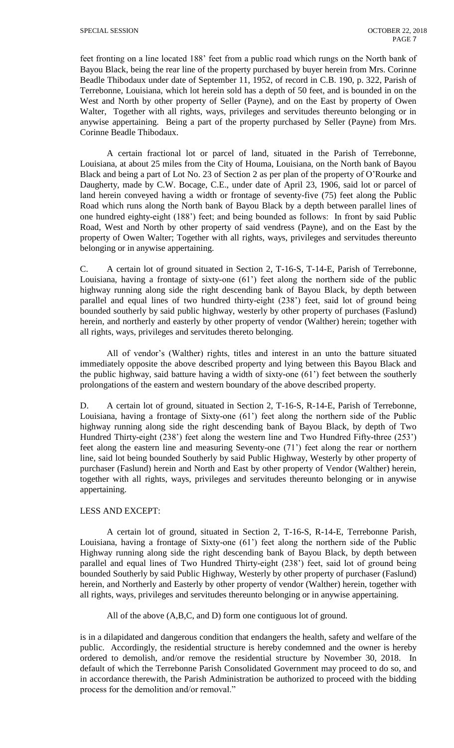feet fronting on a line located 188' feet from a public road which rungs on the North bank of Bayou Black, being the rear line of the property purchased by buyer herein from Mrs. Corinne Beadle Thibodaux under date of September 11, 1952, of record in C.B. 190, p. 322, Parish of Terrebonne, Louisiana, which lot herein sold has a depth of 50 feet, and is bounded in on the West and North by other property of Seller (Payne), and on the East by property of Owen Walter, Together with all rights, ways, privileges and servitudes thereunto belonging or in anywise appertaining. Being a part of the property purchased by Seller (Payne) from Mrs. Corinne Beadle Thibodaux.

A certain fractional lot or parcel of land, situated in the Parish of Terrebonne, Louisiana, at about 25 miles from the City of Houma, Louisiana, on the North bank of Bayou Black and being a part of Lot No. 23 of Section 2 as per plan of the property of O'Rourke and Daugherty, made by C.W. Bocage, C.E., under date of April 23, 1906, said lot or parcel of land herein conveyed having a width or frontage of seventy-five (75) feet along the Public Road which runs along the North bank of Bayou Black by a depth between parallel lines of one hundred eighty-eight (188') feet; and being bounded as follows: In front by said Public Road, West and North by other property of said vendress (Payne), and on the East by the property of Owen Walter; Together with all rights, ways, privileges and servitudes thereunto belonging or in anywise appertaining.

C. A certain lot of ground situated in Section 2, T-16-S, T-14-E, Parish of Terrebonne, Louisiana, having a frontage of sixty-one (61') feet along the northern side of the public highway running along side the right descending bank of Bayou Black, by depth between parallel and equal lines of two hundred thirty-eight (238') feet, said lot of ground being bounded southerly by said public highway, westerly by other property of purchases (Faslund) herein, and northerly and easterly by other property of vendor (Walther) herein; together with all rights, ways, privileges and servitudes thereto belonging.

All of vendor's (Walther) rights, titles and interest in an unto the batture situated immediately opposite the above described property and lying between this Bayou Black and the public highway, said batture having a width of sixty-one (61') feet between the southerly prolongations of the eastern and western boundary of the above described property.

D. A certain lot of ground, situated in Section 2, T-16-S, R-14-E, Parish of Terrebonne, Louisiana, having a frontage of Sixty-one (61') feet along the northern side of the Public highway running along side the right descending bank of Bayou Black, by depth of Two Hundred Thirty-eight (238') feet along the western line and Two Hundred Fifty-three (253') feet along the eastern line and measuring Seventy-one (71') feet along the rear or northern line, said lot being bounded Southerly by said Public Highway, Westerly by other property of purchaser (Faslund) herein and North and East by other property of Vendor (Walther) herein, together with all rights, ways, privileges and servitudes thereunto belonging or in anywise appertaining.

LESS AND EXCEPT:

A certain lot of ground, situated in Section 2, T-16-S, R-14-E, Terrebonne Parish, Louisiana, having a frontage of Sixty-one (61') feet along the northern side of the Public Highway running along side the right descending bank of Bayou Black, by depth between parallel and equal lines of Two Hundred Thirty-eight (238') feet, said lot of ground being bounded Southerly by said Public Highway, Westerly by other property of purchaser (Faslund) herein, and Northerly and Easterly by other property of vendor (Walther) herein, together with all rights, ways, privileges and servitudes thereunto belonging or in anywise appertaining.

All of the above (A,B,C, and D) form one contiguous lot of ground.

is in a dilapidated and dangerous condition that endangers the health, safety and welfare of the public. Accordingly, the residential structure is hereby condemned and the owner is hereby ordered to demolish, and/or remove the residential structure by November 30, 2018. In default of which the Terrebonne Parish Consolidated Government may proceed to do so, and in accordance therewith, the Parish Administration be authorized to proceed with the bidding process for the demolition and/or removal."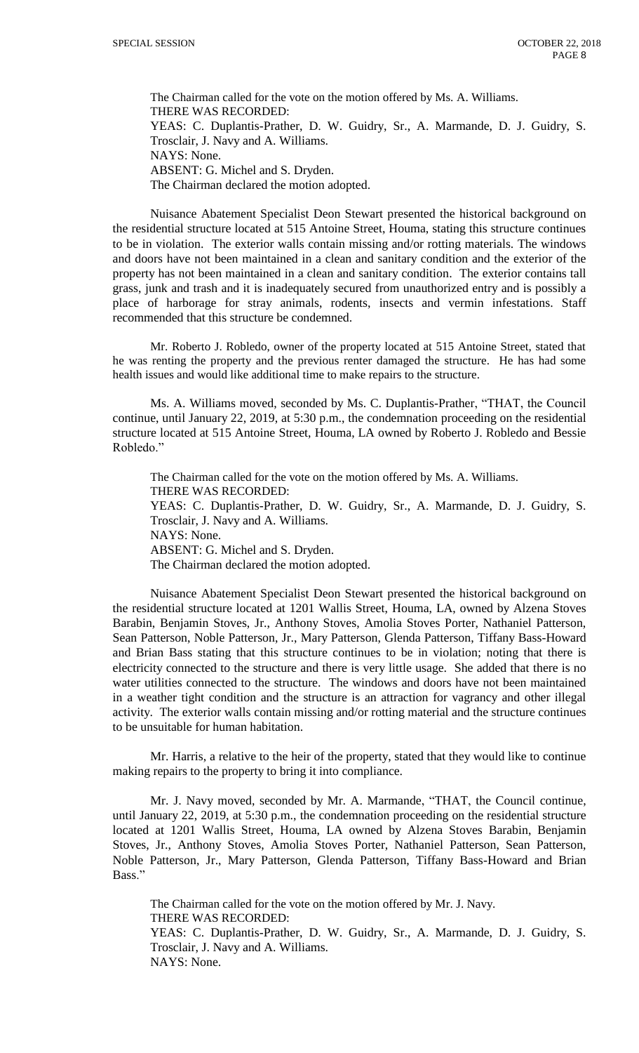The Chairman called for the vote on the motion offered by Ms. A. Williams.
THERE WAS RECORDED:
YEAS: C. Duplantis-Prather, D. W. Guidry, Sr., A. Marmande, D. J. Guidry, S. Trosclair, J. Navy and A. Williams.
NAYS: None.
ABSENT: G. Michel and S. Dryden.
The Chairman declared the motion adopted.

Nuisance Abatement Specialist Deon Stewart presented the historical background on the residential structure located at 515 Antoine Street, Houma, stating this structure continues to be in violation. The exterior walls contain missing and/or rotting materials. The windows and doors have not been maintained in a clean and sanitary condition and the exterior of the property has not been maintained in a clean and sanitary condition. The exterior contains tall grass, junk and trash and it is inadequately secured from unauthorized entry and is possibly a place of harborage for stray animals, rodents, insects and vermin infestations. Staff recommended that this structure be condemned.

Mr. Roberto J. Robledo, owner of the property located at 515 Antoine Street, stated that he was renting the property and the previous renter damaged the structure. He has had some health issues and would like additional time to make repairs to the structure.

Ms. A. Williams moved, seconded by Ms. C. Duplantis-Prather, "THAT, the Council continue, until January 22, 2019, at 5:30 p.m., the condemnation proceeding on the residential structure located at 515 Antoine Street, Houma, LA owned by Roberto J. Robledo and Bessie Robledo."

The Chairman called for the vote on the motion offered by Ms. A. Williams.
THERE WAS RECORDED:
YEAS: C. Duplantis-Prather, D. W. Guidry, Sr., A. Marmande, D. J. Guidry, S. Trosclair, J. Navy and A. Williams.
NAYS: None.
ABSENT: G. Michel and S. Dryden.
The Chairman declared the motion adopted.

Nuisance Abatement Specialist Deon Stewart presented the historical background on the residential structure located at 1201 Wallis Street, Houma, LA, owned by Alzena Stoves Barabin, Benjamin Stoves, Jr., Anthony Stoves, Amolia Stoves Porter, Nathaniel Patterson, Sean Patterson, Noble Patterson, Jr., Mary Patterson, Glenda Patterson, Tiffany Bass-Howard and Brian Bass stating that this structure continues to be in violation; noting that there is electricity connected to the structure and there is very little usage. She added that there is no water utilities connected to the structure. The windows and doors have not been maintained in a weather tight condition and the structure is an attraction for vagrancy and other illegal activity. The exterior walls contain missing and/or rotting material and the structure continues to be unsuitable for human habitation.

Mr. Harris, a relative to the heir of the property, stated that they would like to continue making repairs to the property to bring it into compliance.

Mr. J. Navy moved, seconded by Mr. A. Marmande, "THAT, the Council continue, until January 22, 2019, at 5:30 p.m., the condemnation proceeding on the residential structure located at 1201 Wallis Street, Houma, LA owned by Alzena Stoves Barabin, Benjamin Stoves, Jr., Anthony Stoves, Amolia Stoves Porter, Nathaniel Patterson, Sean Patterson, Noble Patterson, Jr., Mary Patterson, Glenda Patterson, Tiffany Bass-Howard and Brian Bass."

The Chairman called for the vote on the motion offered by Mr. J. Navy.
THERE WAS RECORDED:
YEAS: C. Duplantis-Prather, D. W. Guidry, Sr., A. Marmande, D. J. Guidry, S. Trosclair, J. Navy and A. Williams.
NAYS: None.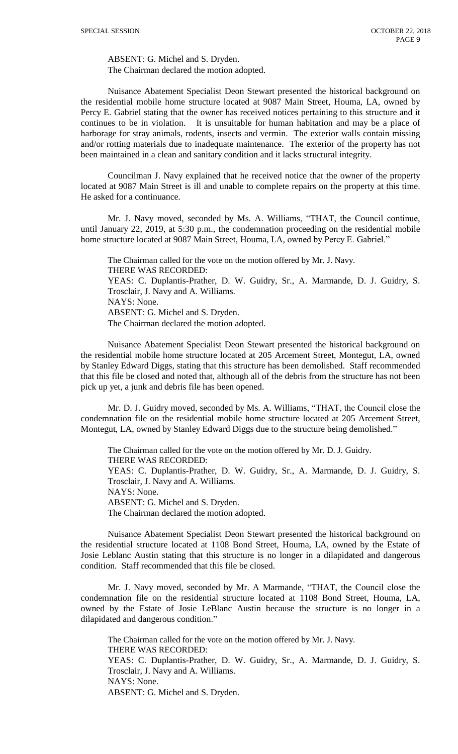ABSENT: G. Michel and S. Dryden.
The Chairman declared the motion adopted.

Nuisance Abatement Specialist Deon Stewart presented the historical background on the residential mobile home structure located at 9087 Main Street, Houma, LA, owned by Percy E. Gabriel stating that the owner has received notices pertaining to this structure and it continues to be in violation. It is unsuitable for human habitation and may be a place of harborage for stray animals, rodents, insects and vermin. The exterior walls contain missing and/or rotting materials due to inadequate maintenance. The exterior of the property has not been maintained in a clean and sanitary condition and it lacks structural integrity.

Councilman J. Navy explained that he received notice that the owner of the property located at 9087 Main Street is ill and unable to complete repairs on the property at this time. He asked for a continuance.

Mr. J. Navy moved, seconded by Ms. A. Williams, "THAT, the Council continue, until January 22, 2019, at 5:30 p.m., the condemnation proceeding on the residential mobile home structure located at 9087 Main Street, Houma, LA, owned by Percy E. Gabriel."

The Chairman called for the vote on the motion offered by Mr. J. Navy.
THERE WAS RECORDED:
YEAS: C. Duplantis-Prather, D. W. Guidry, Sr., A. Marmande, D. J. Guidry, S. Trosclair, J. Navy and A. Williams.
NAYS: None.
ABSENT: G. Michel and S. Dryden.
The Chairman declared the motion adopted.

Nuisance Abatement Specialist Deon Stewart presented the historical background on the residential mobile home structure located at 205 Arcement Street, Montegut, LA, owned by Stanley Edward Diggs, stating that this structure has been demolished. Staff recommended that this file be closed and noted that, although all of the debris from the structure has not been pick up yet, a junk and debris file has been opened.

Mr. D. J. Guidry moved, seconded by Ms. A. Williams, "THAT, the Council close the condemnation file on the residential mobile home structure located at 205 Arcement Street, Montegut, LA, owned by Stanley Edward Diggs due to the structure being demolished."

The Chairman called for the vote on the motion offered by Mr. D. J. Guidry.
THERE WAS RECORDED:
YEAS: C. Duplantis-Prather, D. W. Guidry, Sr., A. Marmande, D. J. Guidry, S. Trosclair, J. Navy and A. Williams.
NAYS: None.
ABSENT: G. Michel and S. Dryden.
The Chairman declared the motion adopted.

Nuisance Abatement Specialist Deon Stewart presented the historical background on the residential structure located at 1108 Bond Street, Houma, LA, owned by the Estate of Josie Leblanc Austin stating that this structure is no longer in a dilapidated and dangerous condition. Staff recommended that this file be closed.

Mr. J. Navy moved, seconded by Mr. A Marmande, "THAT, the Council close the condemnation file on the residential structure located at 1108 Bond Street, Houma, LA, owned by the Estate of Josie LeBlanc Austin because the structure is no longer in a dilapidated and dangerous condition."

The Chairman called for the vote on the motion offered by Mr. J. Navy.
THERE WAS RECORDED:
YEAS: C. Duplantis-Prather, D. W. Guidry, Sr., A. Marmande, D. J. Guidry, S. Trosclair, J. Navy and A. Williams.
NAYS: None.
ABSENT: G. Michel and S. Dryden.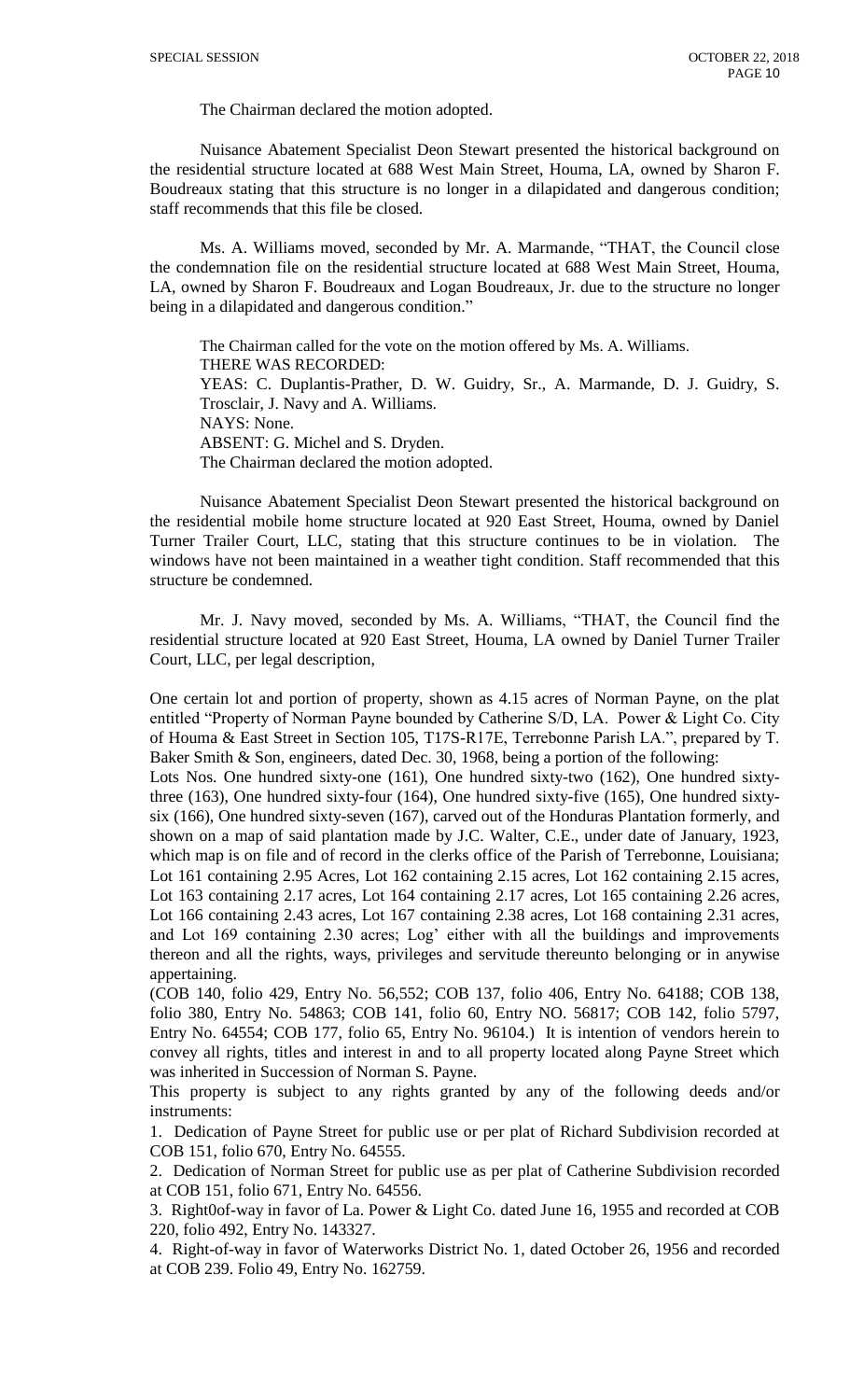The Chairman declared the motion adopted.

Nuisance Abatement Specialist Deon Stewart presented the historical background on the residential structure located at 688 West Main Street, Houma, LA, owned by Sharon F. Boudreaux stating that this structure is no longer in a dilapidated and dangerous condition; staff recommends that this file be closed.

Ms. A. Williams moved, seconded by Mr. A. Marmande, "THAT, the Council close the condemnation file on the residential structure located at 688 West Main Street, Houma, LA, owned by Sharon F. Boudreaux and Logan Boudreaux, Jr. due to the structure no longer being in a dilapidated and dangerous condition."

The Chairman called for the vote on the motion offered by Ms. A. Williams.
THERE WAS RECORDED:
YEAS: C. Duplantis-Prather, D. W. Guidry, Sr., A. Marmande, D. J. Guidry, S. Trosclair, J. Navy and A. Williams.
NAYS: None.
ABSENT: G. Michel and S. Dryden.
The Chairman declared the motion adopted.

Nuisance Abatement Specialist Deon Stewart presented the historical background on the residential mobile home structure located at 920 East Street, Houma, owned by Daniel Turner Trailer Court, LLC, stating that this structure continues to be in violation. The windows have not been maintained in a weather tight condition. Staff recommended that this structure be condemned.

Mr. J. Navy moved, seconded by Ms. A. Williams, "THAT, the Council find the residential structure located at 920 East Street, Houma, LA owned by Daniel Turner Trailer Court, LLC, per legal description,

One certain lot and portion of property, shown as 4.15 acres of Norman Payne, on the plat entitled "Property of Norman Payne bounded by Catherine S/D, LA. Power & Light Co. City of Houma & East Street in Section 105, T17S-R17E, Terrebonne Parish LA.", prepared by T. Baker Smith & Son, engineers, dated Dec. 30, 1968, being a portion of the following:
Lots Nos. One hundred sixty-one (161), One hundred sixty-two (162), One hundred sixty-three (163), One hundred sixty-four (164), One hundred sixty-five (165), One hundred sixty-six (166), One hundred sixty-seven (167), carved out of the Honduras Plantation formerly, and shown on a map of said plantation made by J.C. Walter, C.E., under date of January, 1923, which map is on file and of record in the clerks office of the Parish of Terrebonne, Louisiana; Lot 161 containing 2.95 Acres, Lot 162 containing 2.15 acres, Lot 162 containing 2.15 acres, Lot 163 containing 2.17 acres, Lot 164 containing 2.17 acres, Lot 165 containing 2.26 acres, Lot 166 containing 2.43 acres, Lot 167 containing 2.38 acres, Lot 168 containing 2.31 acres, and Lot 169 containing 2.30 acres; Log' either with all the buildings and improvements thereon and all the rights, ways, privileges and servitude thereunto belonging or in anywise appertaining.
(COB 140, folio 429, Entry No. 56,552; COB 137, folio 406, Entry No. 64188; COB 138, folio 380, Entry No. 54863; COB 141, folio 60, Entry NO. 56817; COB 142, folio 5797, Entry No. 64554; COB 177, folio 65, Entry No. 96104.) It is intention of vendors herein to convey all rights, titles and interest in and to all property located along Payne Street which was inherited in Succession of Norman S. Payne.
This property is subject to any rights granted by any of the following deeds and/or instruments:

1. Dedication of Payne Street for public use or per plat of Richard Subdivision recorded at COB 151, folio 670, Entry No. 64555.
2. Dedication of Norman Street for public use as per plat of Catherine Subdivision recorded at COB 151, folio 671, Entry No. 64556.
3. Right0of-way in favor of La. Power & Light Co. dated June 16, 1955 and recorded at COB 220, folio 492, Entry No. 143327.
4. Right-of-way in favor of Waterworks District No. 1, dated October 26, 1956 and recorded at COB 239. Folio 49, Entry No. 162759.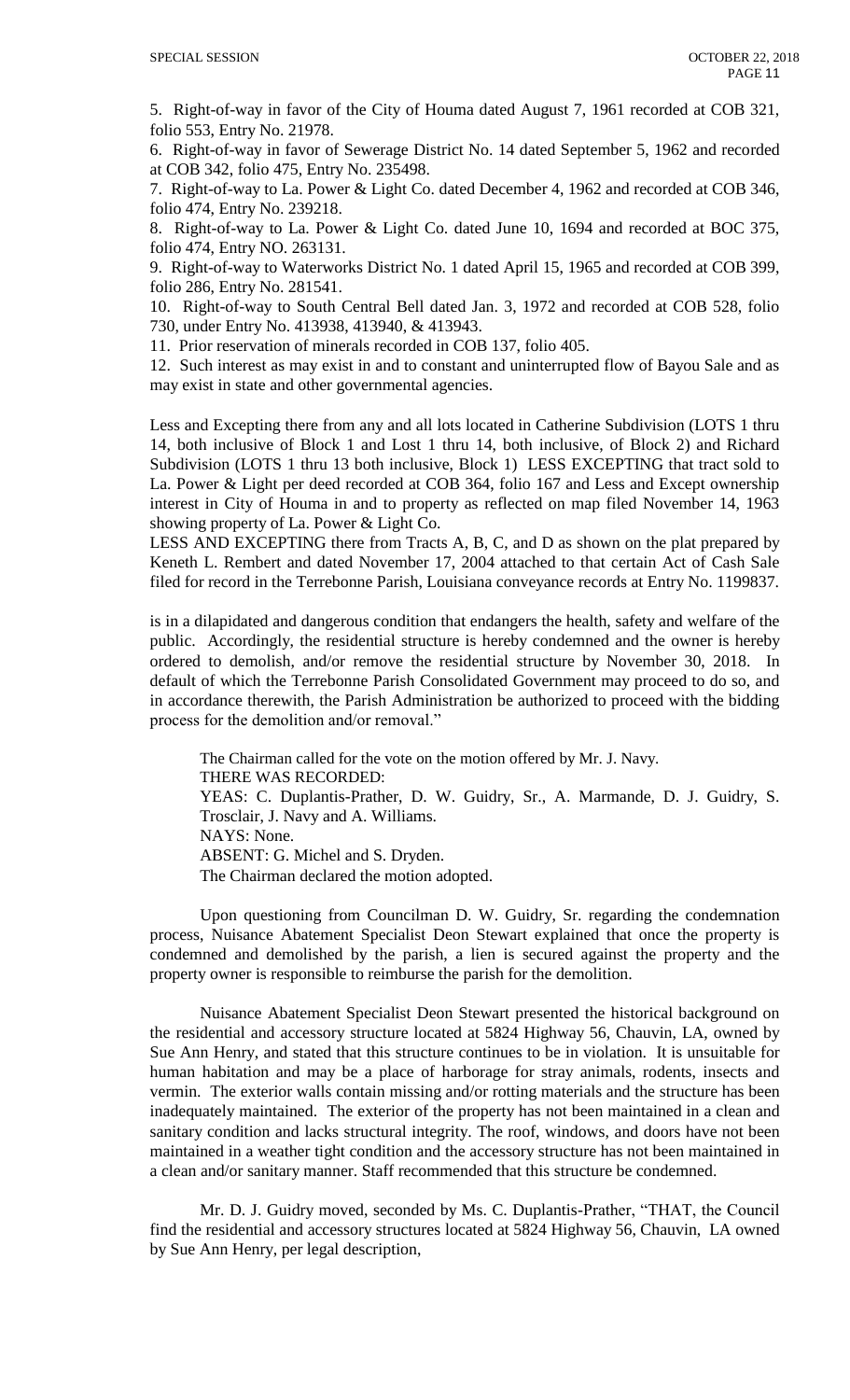5. Right-of-way in favor of the City of Houma dated August 7, 1961 recorded at COB 321, folio 553, Entry No. 21978.

6. Right-of-way in favor of Sewerage District No. 14 dated September 5, 1962 and recorded at COB 342, folio 475, Entry No. 235498.

7. Right-of-way to La. Power & Light Co. dated December 4, 1962 and recorded at COB 346, folio 474, Entry No. 239218.

8. Right-of-way to La. Power & Light Co. dated June 10, 1694 and recorded at BOC 375, folio 474, Entry NO. 263131.

9. Right-of-way to Waterworks District No. 1 dated April 15, 1965 and recorded at COB 399, folio 286, Entry No. 281541.

10. Right-of-way to South Central Bell dated Jan. 3, 1972 and recorded at COB 528, folio 730, under Entry No. 413938, 413940, & 413943.

11. Prior reservation of minerals recorded in COB 137, folio 405.

12. Such interest as may exist in and to constant and uninterrupted flow of Bayou Sale and as may exist in state and other governmental agencies.

Less and Excepting there from any and all lots located in Catherine Subdivision (LOTS 1 thru 14, both inclusive of Block 1 and Lost 1 thru 14, both inclusive, of Block 2) and Richard Subdivision (LOTS 1 thru 13 both inclusive, Block 1) LESS EXCEPTING that tract sold to La. Power & Light per deed recorded at COB 364, folio 167 and Less and Except ownership interest in City of Houma in and to property as reflected on map filed November 14, 1963 showing property of La. Power & Light Co.

LESS AND EXCEPTING there from Tracts A, B, C, and D as shown on the plat prepared by Keneth L. Rembert and dated November 17, 2004 attached to that certain Act of Cash Sale filed for record in the Terrebonne Parish, Louisiana conveyance records at Entry No. 1199837.

is in a dilapidated and dangerous condition that endangers the health, safety and welfare of the public. Accordingly, the residential structure is hereby condemned and the owner is hereby ordered to demolish, and/or remove the residential structure by November 30, 2018. In default of which the Terrebonne Parish Consolidated Government may proceed to do so, and in accordance therewith, the Parish Administration be authorized to proceed with the bidding process for the demolition and/or removal."

The Chairman called for the vote on the motion offered by Mr. J. Navy.

THERE WAS RECORDED:

YEAS: C. Duplantis-Prather, D. W. Guidry, Sr., A. Marmande, D. J. Guidry, S. Trosclair, J. Navy and A. Williams.

NAYS: None.

ABSENT: G. Michel and S. Dryden.

The Chairman declared the motion adopted.

Upon questioning from Councilman D. W. Guidry, Sr. regarding the condemnation process, Nuisance Abatement Specialist Deon Stewart explained that once the property is condemned and demolished by the parish, a lien is secured against the property and the property owner is responsible to reimburse the parish for the demolition.

Nuisance Abatement Specialist Deon Stewart presented the historical background on the residential and accessory structure located at 5824 Highway 56, Chauvin, LA, owned by Sue Ann Henry, and stated that this structure continues to be in violation. It is unsuitable for human habitation and may be a place of harborage for stray animals, rodents, insects and vermin. The exterior walls contain missing and/or rotting materials and the structure has been inadequately maintained. The exterior of the property has not been maintained in a clean and sanitary condition and lacks structural integrity. The roof, windows, and doors have not been maintained in a weather tight condition and the accessory structure has not been maintained in a clean and/or sanitary manner. Staff recommended that this structure be condemned.

Mr. D. J. Guidry moved, seconded by Ms. C. Duplantis-Prather, "THAT, the Council find the residential and accessory structures located at 5824 Highway 56, Chauvin, LA owned by Sue Ann Henry, per legal description,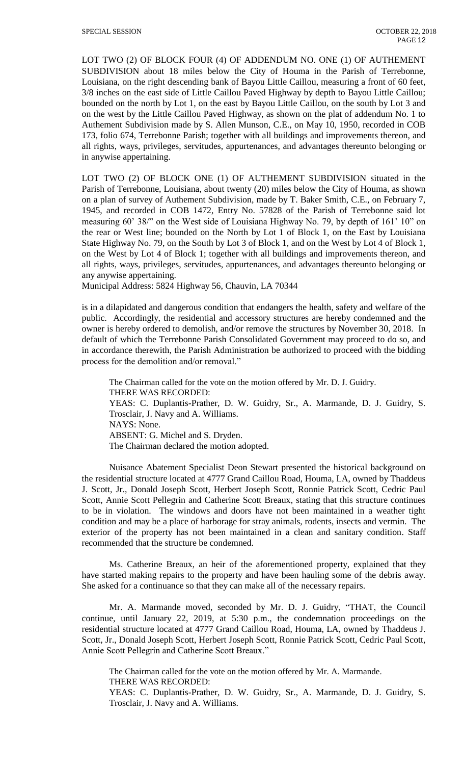LOT TWO (2) OF BLOCK FOUR (4) OF ADDENDUM NO. ONE (1) OF AUTHEMENT SUBDIVISION about 18 miles below the City of Houma in the Parish of Terrebonne, Louisiana, on the right descending bank of Bayou Little Caillou, measuring a front of 60 feet, 3/8 inches on the east side of Little Caillou Paved Highway by depth to Bayou Little Caillou; bounded on the north by Lot 1, on the east by Bayou Little Caillou, on the south by Lot 3 and on the west by the Little Caillou Paved Highway, as shown on the plat of addendum No. 1 to Authement Subdivision made by S. Allen Munson, C.E., on May 10, 1950, recorded in COB 173, folio 674, Terrebonne Parish; together with all buildings and improvements thereon, and all rights, ways, privileges, servitudes, appurtenances, and advantages thereunto belonging or in anywise appertaining.

LOT TWO (2) OF BLOCK ONE (1) OF AUTHEMENT SUBDIVISION situated in the Parish of Terrebonne, Louisiana, about twenty (20) miles below the City of Houma, as shown on a plan of survey of Authement Subdivision, made by T. Baker Smith, C.E., on February 7, 1945, and recorded in COB 1472, Entry No. 57828 of the Parish of Terrebonne said lot measuring 60' 38/" on the West side of Louisiana Highway No. 79, by depth of 161' 10" on the rear or West line; bounded on the North by Lot 1 of Block 1, on the East by Louisiana State Highway No. 79, on the South by Lot 3 of Block 1, and on the West by Lot 4 of Block 1, on the West by Lot 4 of Block 1; together with all buildings and improvements thereon, and all rights, ways, privileges, servitudes, appurtenances, and advantages thereunto belonging or any anywise appertaining.
Municipal Address: 5824 Highway 56, Chauvin, LA 70344

is in a dilapidated and dangerous condition that endangers the health, safety and welfare of the public. Accordingly, the residential and accessory structures are hereby condemned and the owner is hereby ordered to demolish, and/or remove the structures by November 30, 2018. In default of which the Terrebonne Parish Consolidated Government may proceed to do so, and in accordance therewith, the Parish Administration be authorized to proceed with the bidding process for the demolition and/or removal."

The Chairman called for the vote on the motion offered by Mr. D. J. Guidry.
THERE WAS RECORDED:
YEAS: C. Duplantis-Prather, D. W. Guidry, Sr., A. Marmande, D. J. Guidry, S. Trosclair, J. Navy and A. Williams.
NAYS: None.
ABSENT: G. Michel and S. Dryden.
The Chairman declared the motion adopted.

Nuisance Abatement Specialist Deon Stewart presented the historical background on the residential structure located at 4777 Grand Caillou Road, Houma, LA, owned by Thaddeus J. Scott, Jr., Donald Joseph Scott, Herbert Joseph Scott, Ronnie Patrick Scott, Cedric Paul Scott, Annie Scott Pellegrin and Catherine Scott Breaux, stating that this structure continues to be in violation. The windows and doors have not been maintained in a weather tight condition and may be a place of harborage for stray animals, rodents, insects and vermin. The exterior of the property has not been maintained in a clean and sanitary condition. Staff recommended that the structure be condemned.

Ms. Catherine Breaux, an heir of the aforementioned property, explained that they have started making repairs to the property and have been hauling some of the debris away. She asked for a continuance so that they can make all of the necessary repairs.

Mr. A. Marmande moved, seconded by Mr. D. J. Guidry, "THAT, the Council continue, until January 22, 2019, at 5:30 p.m., the condemnation proceedings on the residential structure located at 4777 Grand Caillou Road, Houma, LA, owned by Thaddeus J. Scott, Jr., Donald Joseph Scott, Herbert Joseph Scott, Ronnie Patrick Scott, Cedric Paul Scott, Annie Scott Pellegrin and Catherine Scott Breaux."

The Chairman called for the vote on the motion offered by Mr. A. Marmande.
THERE WAS RECORDED:
YEAS: C. Duplantis-Prather, D. W. Guidry, Sr., A. Marmande, D. J. Guidry, S. Trosclair, J. Navy and A. Williams.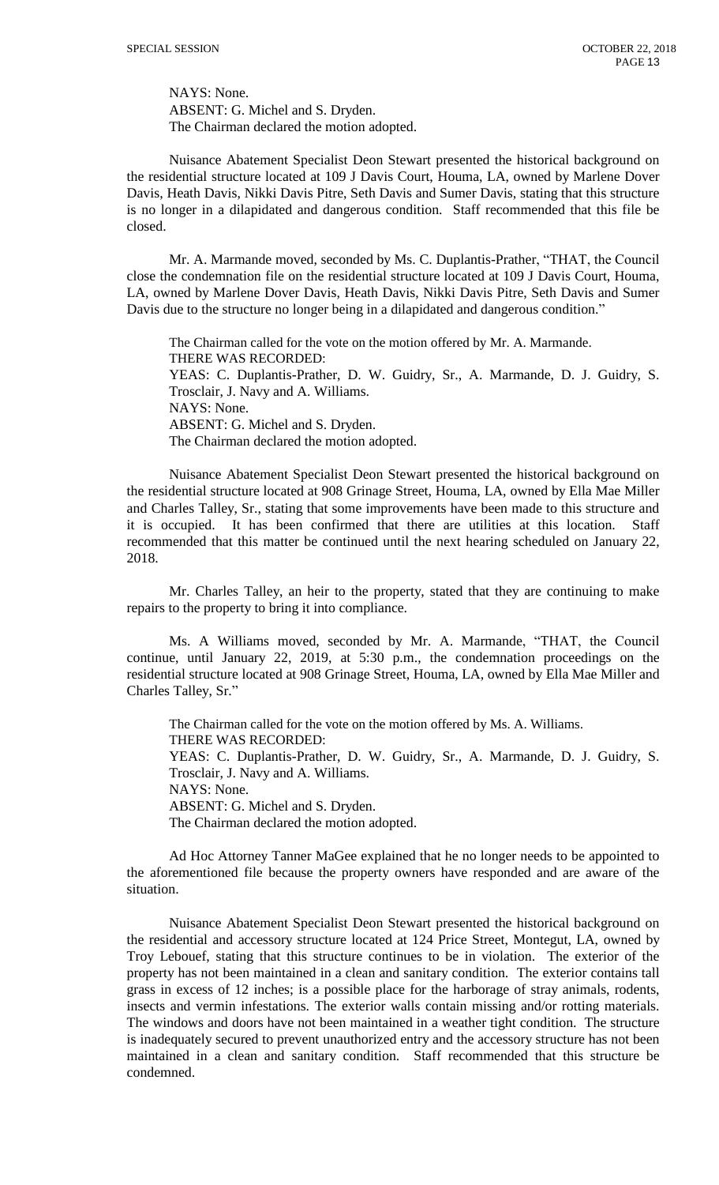NAYS: None.
ABSENT: G. Michel and S. Dryden.
The Chairman declared the motion adopted.

Nuisance Abatement Specialist Deon Stewart presented the historical background on the residential structure located at 109 J Davis Court, Houma, LA, owned by Marlene Dover Davis, Heath Davis, Nikki Davis Pitre, Seth Davis and Sumer Davis, stating that this structure is no longer in a dilapidated and dangerous condition. Staff recommended that this file be closed.

Mr. A. Marmande moved, seconded by Ms. C. Duplantis-Prather, "THAT, the Council close the condemnation file on the residential structure located at 109 J Davis Court, Houma, LA, owned by Marlene Dover Davis, Heath Davis, Nikki Davis Pitre, Seth Davis and Sumer Davis due to the structure no longer being in a dilapidated and dangerous condition."

The Chairman called for the vote on the motion offered by Mr. A. Marmande.
THERE WAS RECORDED:
YEAS: C. Duplantis-Prather, D. W. Guidry, Sr., A. Marmande, D. J. Guidry, S. Trosclair, J. Navy and A. Williams.
NAYS: None.
ABSENT: G. Michel and S. Dryden.
The Chairman declared the motion adopted.

Nuisance Abatement Specialist Deon Stewart presented the historical background on the residential structure located at 908 Grinage Street, Houma, LA, owned by Ella Mae Miller and Charles Talley, Sr., stating that some improvements have been made to this structure and it is occupied. It has been confirmed that there are utilities at this location. Staff recommended that this matter be continued until the next hearing scheduled on January 22, 2018.

Mr. Charles Talley, an heir to the property, stated that they are continuing to make repairs to the property to bring it into compliance.

Ms. A Williams moved, seconded by Mr. A. Marmande, "THAT, the Council continue, until January 22, 2019, at 5:30 p.m., the condemnation proceedings on the residential structure located at 908 Grinage Street, Houma, LA, owned by Ella Mae Miller and Charles Talley, Sr."

The Chairman called for the vote on the motion offered by Ms. A. Williams.
THERE WAS RECORDED:
YEAS: C. Duplantis-Prather, D. W. Guidry, Sr., A. Marmande, D. J. Guidry, S. Trosclair, J. Navy and A. Williams.
NAYS: None.
ABSENT: G. Michel and S. Dryden.
The Chairman declared the motion adopted.

Ad Hoc Attorney Tanner MaGee explained that he no longer needs to be appointed to the aforementioned file because the property owners have responded and are aware of the situation.

Nuisance Abatement Specialist Deon Stewart presented the historical background on the residential and accessory structure located at 124 Price Street, Montegut, LA, owned by Troy Lebouef, stating that this structure continues to be in violation. The exterior of the property has not been maintained in a clean and sanitary condition. The exterior contains tall grass in excess of 12 inches; is a possible place for the harborage of stray animals, rodents, insects and vermin infestations. The exterior walls contain missing and/or rotting materials. The windows and doors have not been maintained in a weather tight condition. The structure is inadequately secured to prevent unauthorized entry and the accessory structure has not been maintained in a clean and sanitary condition. Staff recommended that this structure be condemned.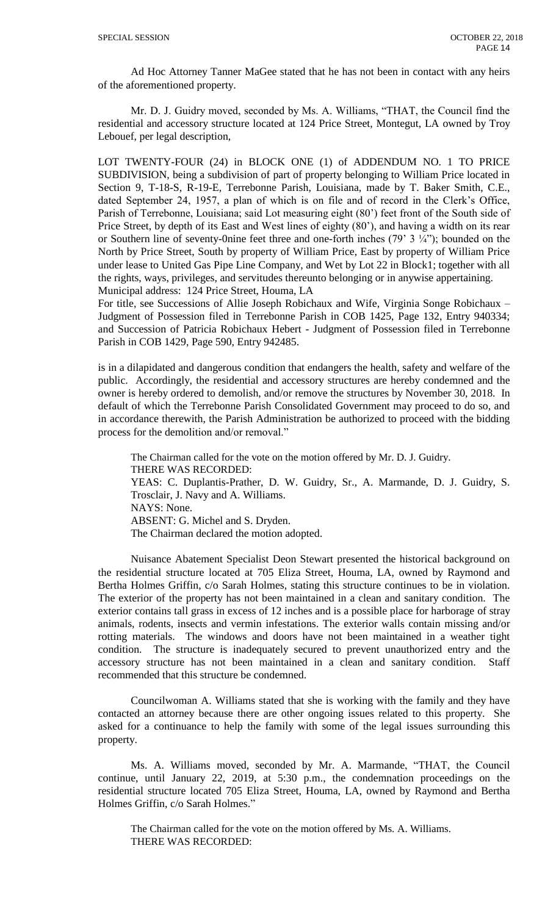Ad Hoc Attorney Tanner MaGee stated that he has not been in contact with any heirs of the aforementioned property.

Mr. D. J. Guidry moved, seconded by Ms. A. Williams, "THAT, the Council find the residential and accessory structure located at 124 Price Street, Montegut, LA owned by Troy Lebouef, per legal description,

LOT TWENTY-FOUR (24) in BLOCK ONE (1) of ADDENDUM NO. 1 TO PRICE SUBDIVISION, being a subdivision of part of property belonging to William Price located in Section 9, T-18-S, R-19-E, Terrebonne Parish, Louisiana, made by T. Baker Smith, C.E., dated September 24, 1957, a plan of which is on file and of record in the Clerk's Office, Parish of Terrebonne, Louisiana; said Lot measuring eight (80') feet front of the South side of Price Street, by depth of its East and West lines of eighty (80'), and having a width on its rear or Southern line of seventy-0nine feet three and one-forth inches (79' 3 ¼"); bounded on the North by Price Street, South by property of William Price, East by property of William Price under lease to United Gas Pipe Line Company, and Wet by Lot 22 in Block1; together with all the rights, ways, privileges, and servitudes thereunto belonging or in anywise appertaining.
Municipal address: 124 Price Street, Houma, LA
For title, see Successions of Allie Joseph Robichaux and Wife, Virginia Songe Robichaux – Judgment of Possession filed in Terrebonne Parish in COB 1425, Page 132, Entry 940334; and Succession of Patricia Robichaux Hebert - Judgment of Possession filed in Terrebonne Parish in COB 1429, Page 590, Entry 942485.

is in a dilapidated and dangerous condition that endangers the health, safety and welfare of the public. Accordingly, the residential and accessory structures are hereby condemned and the owner is hereby ordered to demolish, and/or remove the structures by November 30, 2018. In default of which the Terrebonne Parish Consolidated Government may proceed to do so, and in accordance therewith, the Parish Administration be authorized to proceed with the bidding process for the demolition and/or removal."

The Chairman called for the vote on the motion offered by Mr. D. J. Guidry.
THERE WAS RECORDED:
YEAS: C. Duplantis-Prather, D. W. Guidry, Sr., A. Marmande, D. J. Guidry, S. Trosclair, J. Navy and A. Williams.
NAYS: None.
ABSENT: G. Michel and S. Dryden.
The Chairman declared the motion adopted.

Nuisance Abatement Specialist Deon Stewart presented the historical background on the residential structure located at 705 Eliza Street, Houma, LA, owned by Raymond and Bertha Holmes Griffin, c/o Sarah Holmes, stating this structure continues to be in violation. The exterior of the property has not been maintained in a clean and sanitary condition. The exterior contains tall grass in excess of 12 inches and is a possible place for harborage of stray animals, rodents, insects and vermin infestations. The exterior walls contain missing and/or rotting materials. The windows and doors have not been maintained in a weather tight condition. The structure is inadequately secured to prevent unauthorized entry and the accessory structure has not been maintained in a clean and sanitary condition. Staff recommended that this structure be condemned.

Councilwoman A. Williams stated that she is working with the family and they have contacted an attorney because there are other ongoing issues related to this property. She asked for a continuance to help the family with some of the legal issues surrounding this property.

Ms. A. Williams moved, seconded by Mr. A. Marmande, "THAT, the Council continue, until January 22, 2019, at 5:30 p.m., the condemnation proceedings on the residential structure located 705 Eliza Street, Houma, LA, owned by Raymond and Bertha Holmes Griffin, c/o Sarah Holmes."

The Chairman called for the vote on the motion offered by Ms. A. Williams.
THERE WAS RECORDED: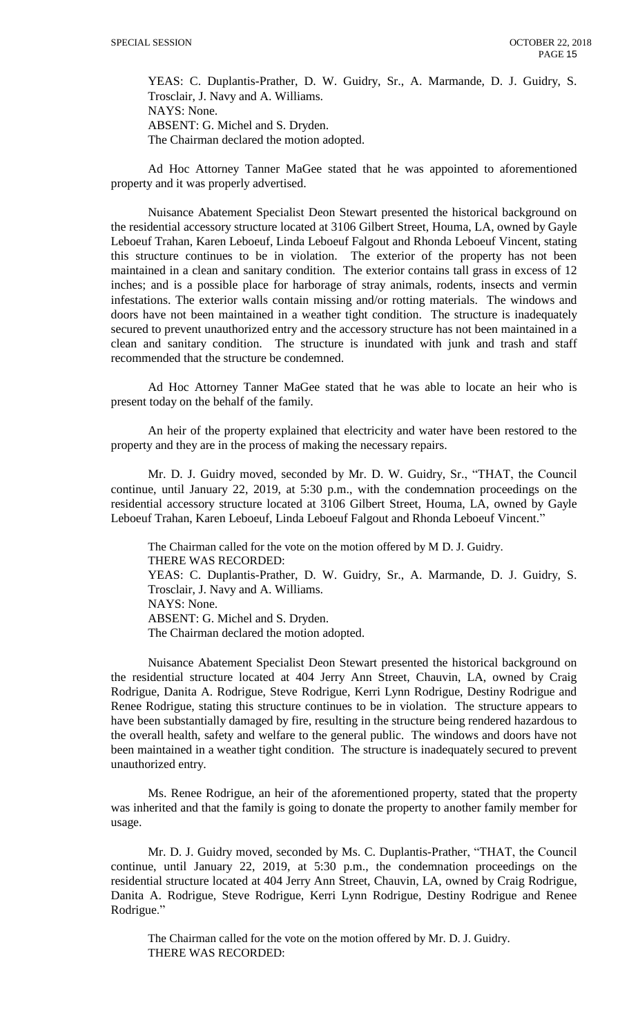YEAS: C. Duplantis-Prather, D. W. Guidry, Sr., A. Marmande, D. J. Guidry, S. Trosclair, J. Navy and A. Williams.
NAYS: None.
ABSENT: G. Michel and S. Dryden.
The Chairman declared the motion adopted.

Ad Hoc Attorney Tanner MaGee stated that he was appointed to aforementioned property and it was properly advertised.

Nuisance Abatement Specialist Deon Stewart presented the historical background on the residential accessory structure located at 3106 Gilbert Street, Houma, LA, owned by Gayle Leboeuf Trahan, Karen Leboeuf, Linda Leboeuf Falgout and Rhonda Leboeuf Vincent, stating this structure continues to be in violation. The exterior of the property has not been maintained in a clean and sanitary condition. The exterior contains tall grass in excess of 12 inches; and is a possible place for harborage of stray animals, rodents, insects and vermin infestations. The exterior walls contain missing and/or rotting materials. The windows and doors have not been maintained in a weather tight condition. The structure is inadequately secured to prevent unauthorized entry and the accessory structure has not been maintained in a clean and sanitary condition. The structure is inundated with junk and trash and staff recommended that the structure be condemned.

Ad Hoc Attorney Tanner MaGee stated that he was able to locate an heir who is present today on the behalf of the family.

An heir of the property explained that electricity and water have been restored to the property and they are in the process of making the necessary repairs.

Mr. D. J. Guidry moved, seconded by Mr. D. W. Guidry, Sr., "THAT, the Council continue, until January 22, 2019, at 5:30 p.m., with the condemnation proceedings on the residential accessory structure located at 3106 Gilbert Street, Houma, LA, owned by Gayle Leboeuf Trahan, Karen Leboeuf, Linda Leboeuf Falgout and Rhonda Leboeuf Vincent."

The Chairman called for the vote on the motion offered by M D. J. Guidry.
THERE WAS RECORDED:
YEAS: C. Duplantis-Prather, D. W. Guidry, Sr., A. Marmande, D. J. Guidry, S. Trosclair, J. Navy and A. Williams.
NAYS: None.
ABSENT: G. Michel and S. Dryden.
The Chairman declared the motion adopted.

Nuisance Abatement Specialist Deon Stewart presented the historical background on the residential structure located at 404 Jerry Ann Street, Chauvin, LA, owned by Craig Rodrigue, Danita A. Rodrigue, Steve Rodrigue, Kerri Lynn Rodrigue, Destiny Rodrigue and Renee Rodrigue, stating this structure continues to be in violation. The structure appears to have been substantially damaged by fire, resulting in the structure being rendered hazardous to the overall health, safety and welfare to the general public. The windows and doors have not been maintained in a weather tight condition. The structure is inadequately secured to prevent unauthorized entry.

Ms. Renee Rodrigue, an heir of the aforementioned property, stated that the property was inherited and that the family is going to donate the property to another family member for usage.

Mr. D. J. Guidry moved, seconded by Ms. C. Duplantis-Prather, "THAT, the Council continue, until January 22, 2019, at 5:30 p.m., the condemnation proceedings on the residential structure located at 404 Jerry Ann Street, Chauvin, LA, owned by Craig Rodrigue, Danita A. Rodrigue, Steve Rodrigue, Kerri Lynn Rodrigue, Destiny Rodrigue and Renee Rodrigue."

The Chairman called for the vote on the motion offered by Mr. D. J. Guidry.
THERE WAS RECORDED: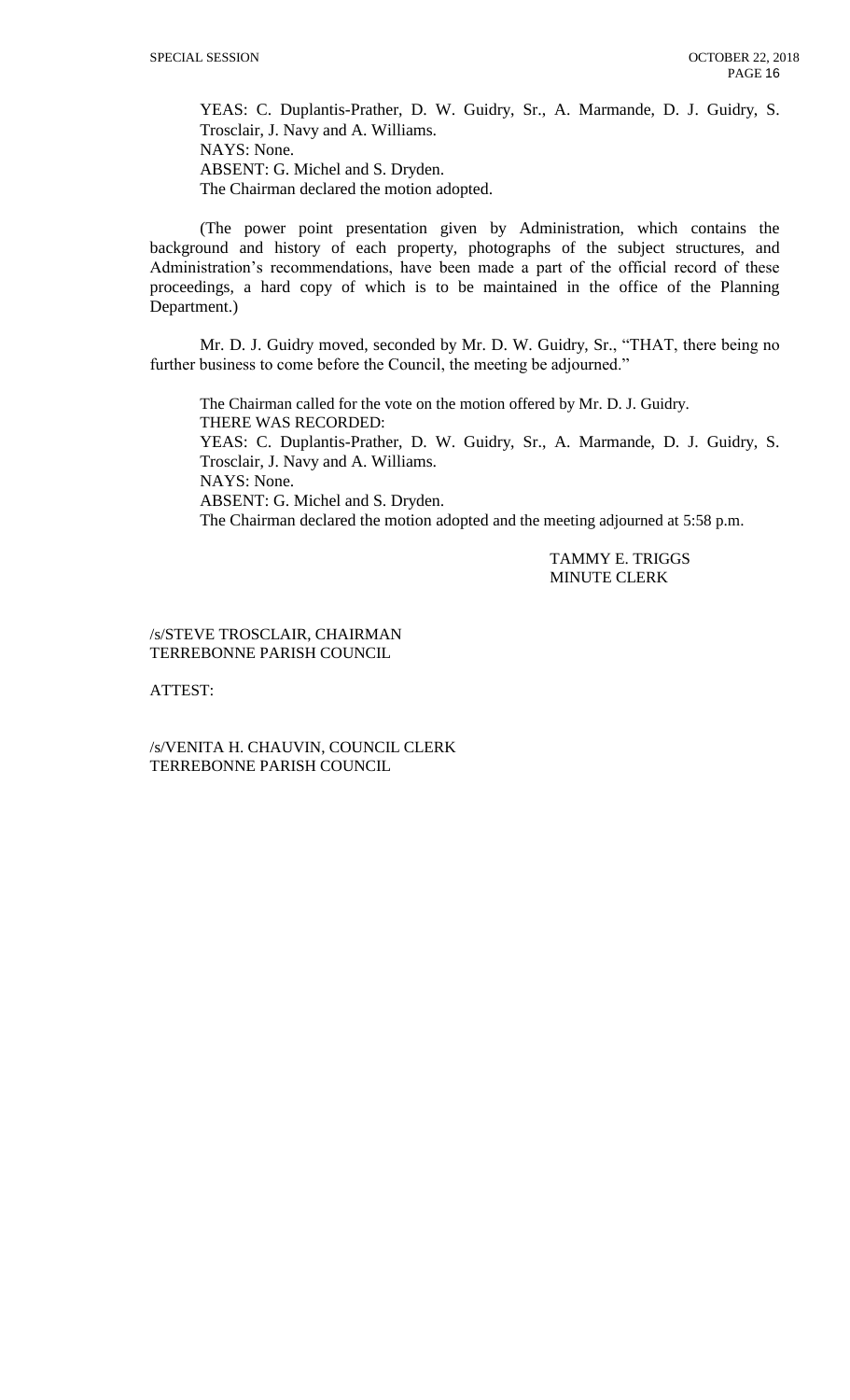YEAS: C. Duplantis-Prather, D. W. Guidry, Sr., A. Marmande, D. J. Guidry, S. Trosclair, J. Navy and A. Williams.
NAYS: None.
ABSENT: G. Michel and S. Dryden.
The Chairman declared the motion adopted.

(The power point presentation given by Administration, which contains the background and history of each property, photographs of the subject structures, and Administration's recommendations, have been made a part of the official record of these proceedings, a hard copy of which is to be maintained in the office of the Planning Department.)

Mr. D. J. Guidry moved, seconded by Mr. D. W. Guidry, Sr., "THAT, there being no further business to come before the Council, the meeting be adjourned."

The Chairman called for the vote on the motion offered by Mr. D. J. Guidry.
THERE WAS RECORDED:
YEAS: C. Duplantis-Prather, D. W. Guidry, Sr., A. Marmande, D. J. Guidry, S. Trosclair, J. Navy and A. Williams.
NAYS: None.
ABSENT: G. Michel and S. Dryden.
The Chairman declared the motion adopted and the meeting adjourned at 5:58 p.m.

TAMMY E. TRIGGS
MINUTE CLERK

/s/STEVE TROSCLAIR, CHAIRMAN
TERREBONNE PARISH COUNCIL

ATTEST:

/s/VENITA H. CHAUVIN, COUNCIL CLERK
TERREBONNE PARISH COUNCIL